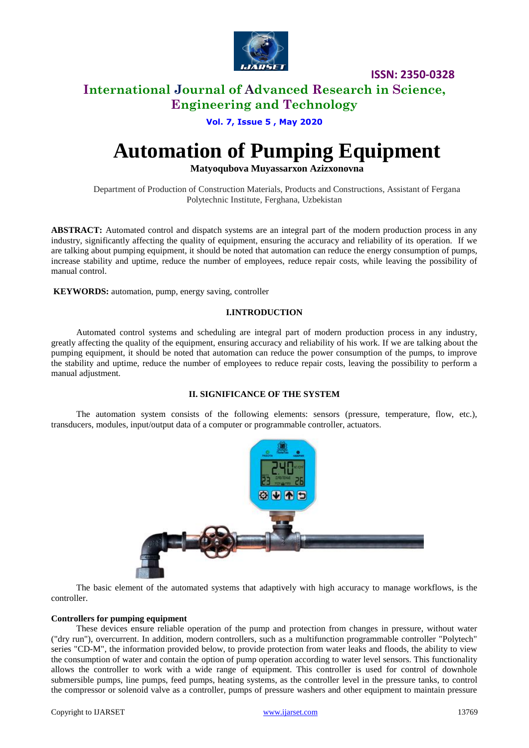# Automation of Pumping Equipment

**Matyoqubova Muyassarxon Azizxonovna**

Department of Production of Construction Materials, Products and Constructions, Assistant of Fergana Polytechnic Institute, Ferghana, Uzbekistan

**ABSTRACT:** Automated control and dispatch systems are an integral part of the modern production process in any industry, significantly affecting the quality of equipment, ensuring the accuracy and reliability of its operation. If we are talking about pumping equipment, it should be noted that automation can reduce the energy consumption of pumps, increase stability and uptime, reduce the number of employees, reduce repair costs, while leaving the possibility of manual control.

**KEYWORDS:** automation, pump, energy saving, controller

## I.INTRODUCTION

Automated control systems and scheduling are integral part of modern production process in any industry, greatly affecting the quality of the equipment, ensuring accuracy and reliability of his work. If we are talking about the pumping equipment, it should be noted that automation can reduce the power consumption of the pumps, to improve the stability and uptime, reduce the number of employees to reduce repair costs, leaving the possibility to perform a manual adjustment.

## II. SIGNIFICANCE OF THE SYSTEM

The automation system consists of the following elements: sensors (pressure, temperature, flow, etc.), transducers, modules, input/output data of a computer or programmable controller, actuators.

The basic element of the automated systems that adaptively with high accuracy to manage workflows, is the controller.

**Controllers for pumping equipment**

These devices ensure reliable operation of the pump and protection from changes in pressure, without water ("dry run"), overcurrent. In addition, modern controllers, such as a multifunction programmable controller "Polytech" series "CD-M", the information provided below, to provide protection from water leaks and floods, the ability to view the consumption of water and contain the option of pump operation according to water level sensors. This functionality allows the controller to work with a wide range of equipment. This controller is used for control of downhole submersible pumps, line pumps, feed pumps, heating systems, as the controller level in the pressure tanks, to control the compressor or solenoid valve as a controller, pumps of pressure washers and other equipment to maintain pressure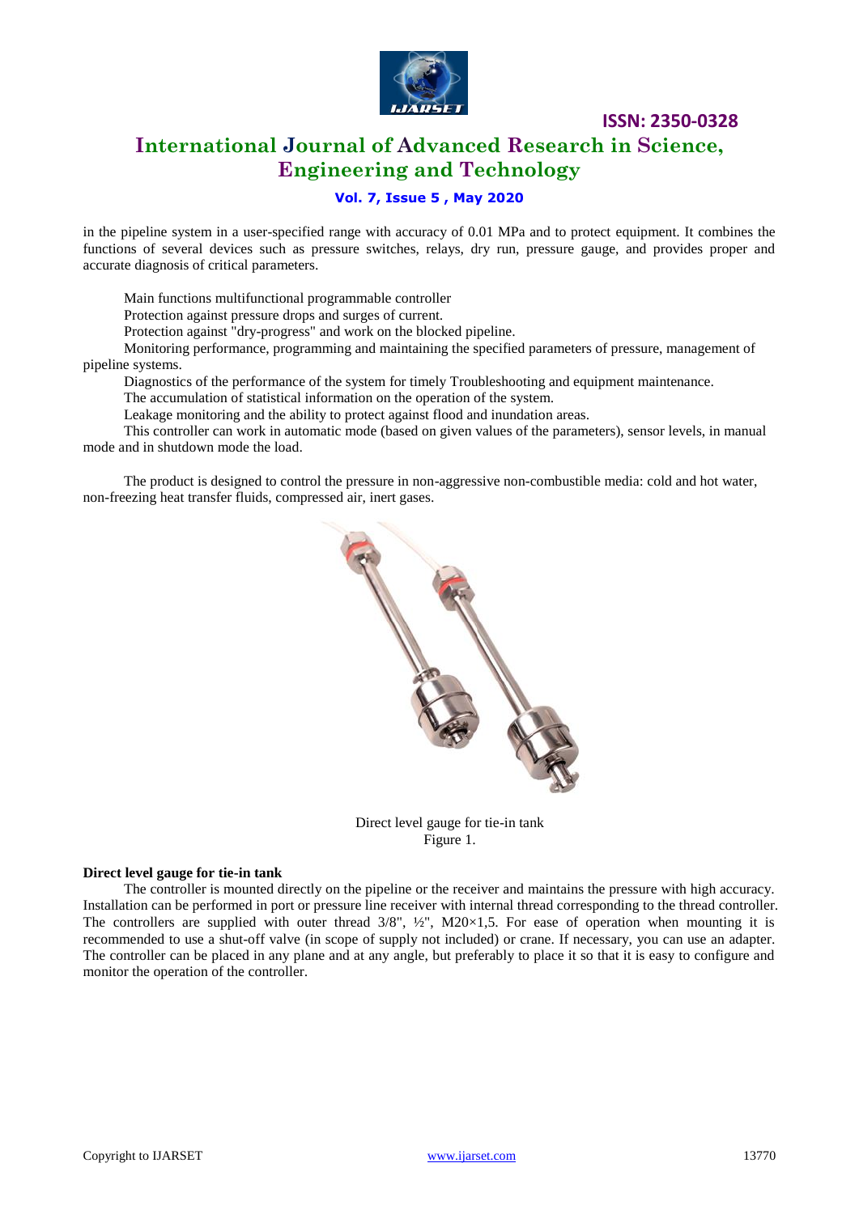in the pipeline system in a user-specified range with accuracy of 0.01 MPa and to protect equipment. It combines the functions of several devices such as pressure switches, relays, dry run, pressure gauge, and provides proper and accurate diagnosis of critical parameters.

Main functions multifunctional programmable controller

Protection against pressure drops and surges of current.

Protection against "dry-progress" and work on the blocked pipeline.

Monitoring performance, programming and maintaining the specified parameters of pressure, management of pipeline systems.

Diagnostics of the performance of the system for timely Troubleshooting and equipment maintenance.

The accumulation of statistical information on the operation of the system.

Leakage monitoring and the ability to protect against flood and inundation areas.

This controller can work in automatic mode (based on given values of the parameters), sensor levels, in manual mode and in shutdown mode the load.

The product is designed to control the pressure in non-aggressive non-combustible media: cold and hot water, non-freezing heat transfer fluids, compressed air, inert gases.

Direct level gauge for tie-in tank
Figure 1.

**Direct level gauge for tie-in tank**

The controller is mounted directly on the pipeline or the receiver and maintains the pressure with high accuracy. Installation can be performed in port or pressure line receiver with internal thread corresponding to the thread controller. The controllers are supplied with outer thread 3/8", ½", M20×1,5. For ease of operation when mounting it is recommended to use a shut-off valve (in scope of supply not included) or crane. If necessary, you can use an adapter. The controller can be placed in any plane and at any angle, but preferably to place it so that it is easy to configure and monitor the operation of the controller.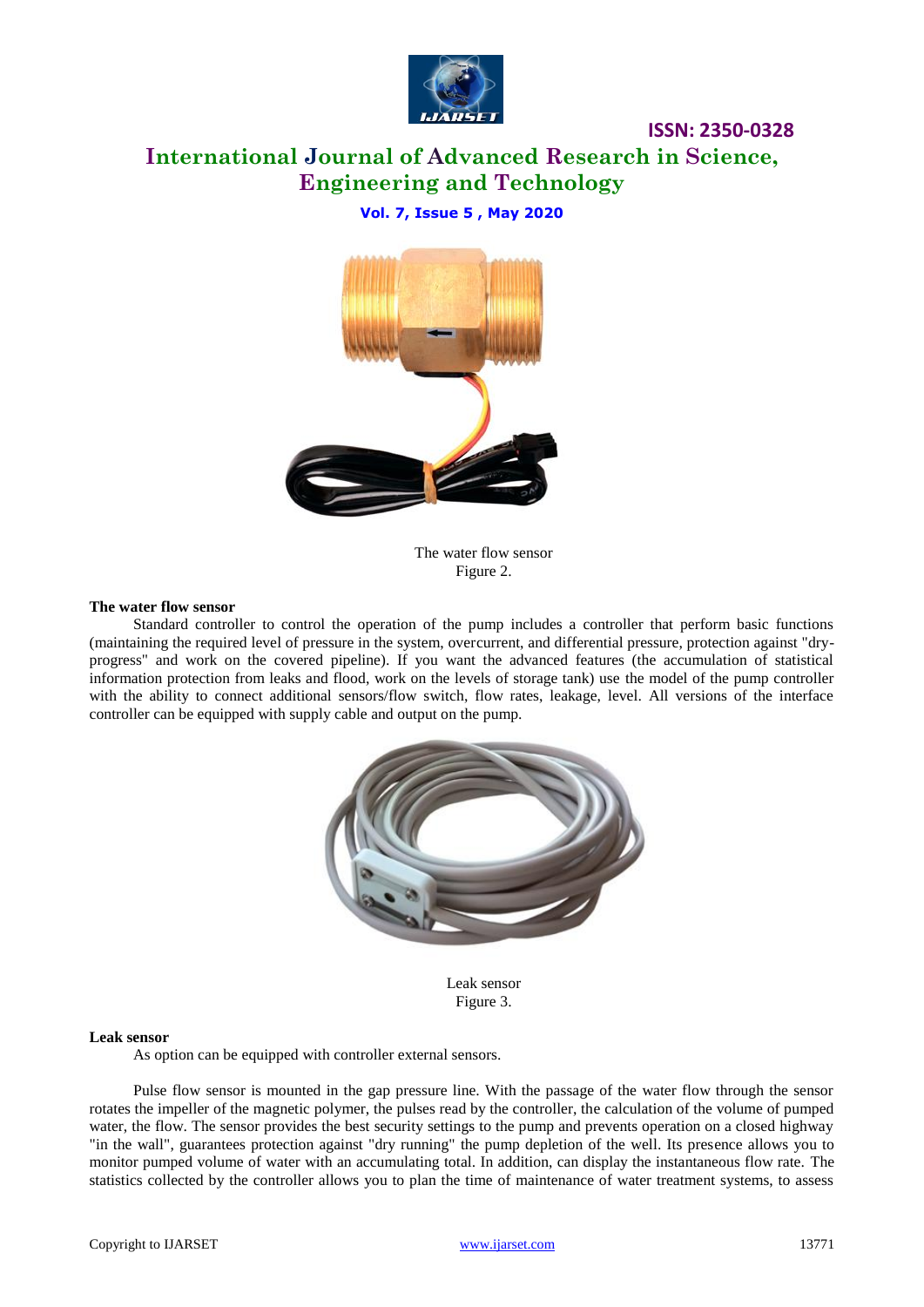The water flow sensor
Figure 2.

**The water flow sensor**

Standard controller to control the operation of the pump includes a controller that perform basic functions (maintaining the required level of pressure in the system, overcurrent, and differential pressure, protection against "dry-progress" and work on the covered pipeline). If you want the advanced features (the accumulation of statistical information protection from leaks and flood, work on the levels of storage tank) use the model of the pump controller with the ability to connect additional sensors/flow switch, flow rates, leakage, level. All versions of the interface controller can be equipped with supply cable and output on the pump.

Leak sensor
Figure 3.

**Leak sensor**

As option can be equipped with controller external sensors.

Pulse flow sensor is mounted in the gap pressure line. With the passage of the water flow through the sensor rotates the impeller of the magnetic polymer, the pulses read by the controller, the calculation of the volume of pumped water, the flow. The sensor provides the best security settings to the pump and prevents operation on a closed highway "in the wall", guarantees protection against "dry running" the pump depletion of the well. Its presence allows you to monitor pumped volume of water with an accumulating total. In addition, can display the instantaneous flow rate. The statistics collected by the controller allows you to plan the time of maintenance of water treatment systems, to assess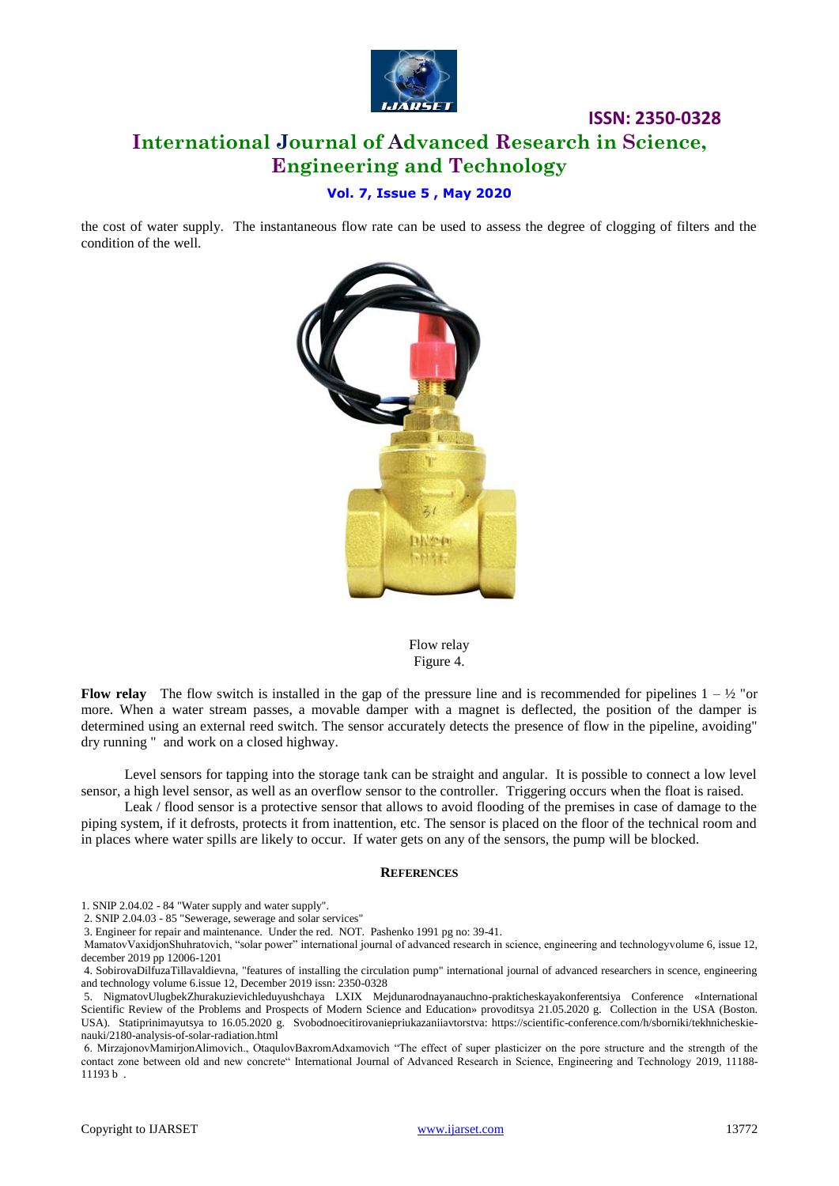the cost of water supply. The instantaneous flow rate can be used to assess the degree of clogging of filters and the condition of the well.

Flow relay
Figure 4.

**Flow relay** The flow switch is installed in the gap of the pressure line and is recommended for pipelines 1 – ½ "or more. When a water stream passes, a movable damper with a magnet is deflected, the position of the damper is determined using an external reed switch. The sensor accurately detects the presence of flow in the pipeline, avoiding" dry running " and work on a closed highway.

Level sensors for tapping into the storage tank can be straight and angular. It is possible to connect a low level sensor, a high level sensor, as well as an overflow sensor to the controller. Triggering occurs when the float is raised.

Leak / flood sensor is a protective sensor that allows to avoid flooding of the premises in case of damage to the piping system, if it defrosts, protects it from inattention, etc. The sensor is placed on the floor of the technical room and in places where water spills are likely to occur. If water gets on any of the sensors, the pump will be blocked.

## REFERENCES

1. SNIP 2.04.02 - 84 "Water supply and water supply".
2. SNIP 2.04.03 - 85 "Sewerage, sewerage and solar services"
3. Engineer for repair and maintenance. Under the red. NOT. Pashenko 1991 pg no: 39-41.

MamatovVaxidjonShuhratovich, "solar power" international journal of advanced research in science, engineering and technologyvolume 6, issue 12, december 2019 pp 12006-1201

4. SobirovaDilfuzaTillavaldievna, "features of installing the circulation pump" international journal of advanced researchers in scence, engineering and technology volume 6.issue 12, December 2019 issn: 2350-0328
5. NigmatovUlugbekZhurakuzievichleduyushchaya LXIX Mejdunarodnayanauchno-prakticheskayakonferentsiya Conference «International Scientific Review of the Problems and Prospects of Modern Science and Education» provoditsya 21.05.2020 g. Collection in the USA (Boston. USA). Statiprinimayutsya to 16.05.2020 g. Svobodnoecitirovaniepriukazaniiavtorstva: https://scientific-conference.com/h/sborniki/tekhnicheskie-nauki/2180-analysis-of-solar-radiation.html
6. MirzajonovMamirjonAlimovich., OtaqulovBaxromAdxamovich "The effect of super plasticizer on the pore structure and the strength of the contact zone between old and new concrete" International Journal of Advanced Research in Science, Engineering and Technology 2019, 11188-11193 b .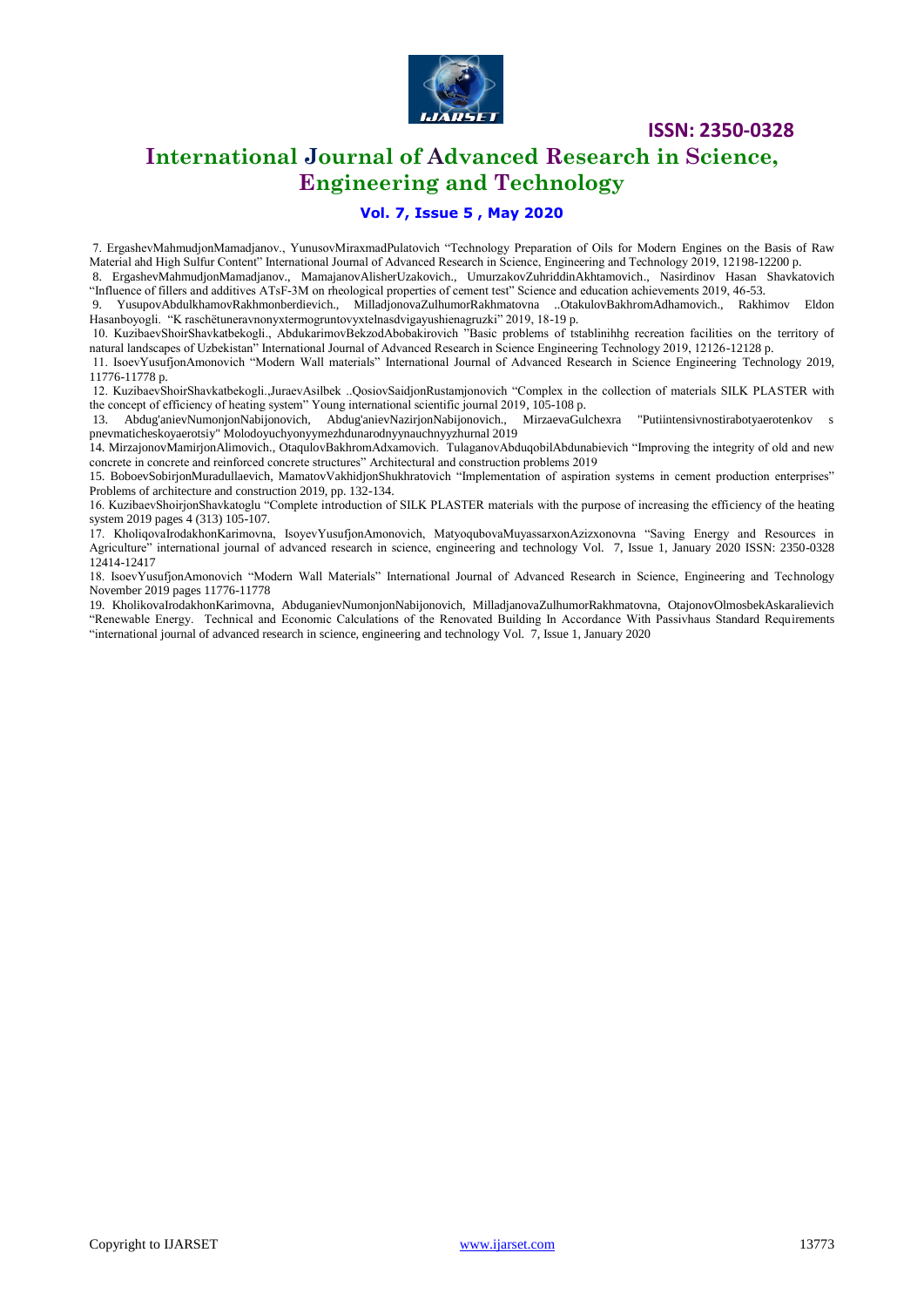7. ErgashevMahmudjonMamadjanov., YunusovMiraxmadPulatovich "Technology Preparation of Oils for Modern Engines on the Basis of Raw Material ahd High Sulfur Content" International Journal of Advanced Research in Science, Engineering and Technology 2019, 12198-12200 p.

8. ErgashevMahmudjonMamadjanov., MamajanovAlisherUzakovich., UmurzakovZuhriddinAkhtamovich., Nasirdinov Hasan Shavkatovich "Influence of fillers and additives ATsF-3M on rheological properties of cement test" Science and education achievements 2019, 46-53.

9. YusupovAbdulkhamovRakhmonberdievich., MilladjonovaZulhumorRakhmatovna ..OtakulovBakhromAdhamovich., Rakhimov Eldon Hasanboyogli. "K raschëtuneravnonyxtermogruntovyxtelnasdvigayushienagruzki" 2019, 18-19 p.

10. KuzibaevShoirShavkatbekogli., AbdukarimovBekzodAbobakirovich "Basic problems of tstablinihhg recreation facilities on the territory of natural landscapes of Uzbekistan" International Journal of Advanced Research in Science Engineering Technology 2019, 12126-12128 p.

11. IsoevYusufjonAmonovich "Modern Wall materials" International Journal of Advanced Research in Science Engineering Technology 2019, 11776-11778 p.

12. KuzibaevShoirShavkatbekogli.,JuraevAsilbek ..QosiovSaidjonRustamjonovich "Complex in the collection of materials SILK PLASTER with the concept of efficiency of heating system" Young international scientific journal 2019, 105-108 p.

13. Abdug'anievNumonjonNabijonovich, Abdug'anievNazirjonNabijonovich., MirzaevaGulchexra "Putiintensivnostirabotyaerotenkov s pnevmaticheskoyaerotsiy" Molodoyuchyonyymezhdunarodnyynauchnyyzhurnal 2019

14. MirzajonovMamirjonAlimovich., OtaqulovBakhromAdxamovich. TulaganovAbduqobilAbdunabievich "Improving the integrity of old and new concrete in concrete and reinforced concrete structures" Architectural and construction problems 2019

15. BoboevSobirjonMuradullaevich, MamatovVakhidjonShukhratovich "Implementation of aspiration systems in cement production enterprises" Problems of architecture and construction 2019, pp. 132-134.

16. KuzibaevShoirjonShavkatoglu "Complete introduction of SILK PLASTER materials with the purpose of increasing the efficiency of the heating system 2019 pages 4 (313) 105-107.

17. KholiqovaIrodakhonKarimovna, IsoyevYusufjonAmonovich, MatyoqubovaMuyassarxonAzizxonovna "Saving Energy and Resources in Agriculture" international journal of advanced research in science, engineering and technology Vol. 7, Issue 1, January 2020 ISSN: 2350-0328 12414-12417

18. IsoevYusufjonAmonovich "Modern Wall Materials" International Journal of Advanced Research in Science, Engineering and Technology November 2019 pages 11776-11778

19. KholikovaIrodakhonKarimovna, AbduganievNumonjonNabijonovich, MilladjanovaZulhumorRakhmatovna, OtajonovOlmosbekAskaralievich "Renewable Energy. Technical and Economic Calculations of the Renovated Building In Accordance With Passivhaus Standard Requirements "international journal of advanced research in science, engineering and technology Vol. 7, Issue 1, January 2020